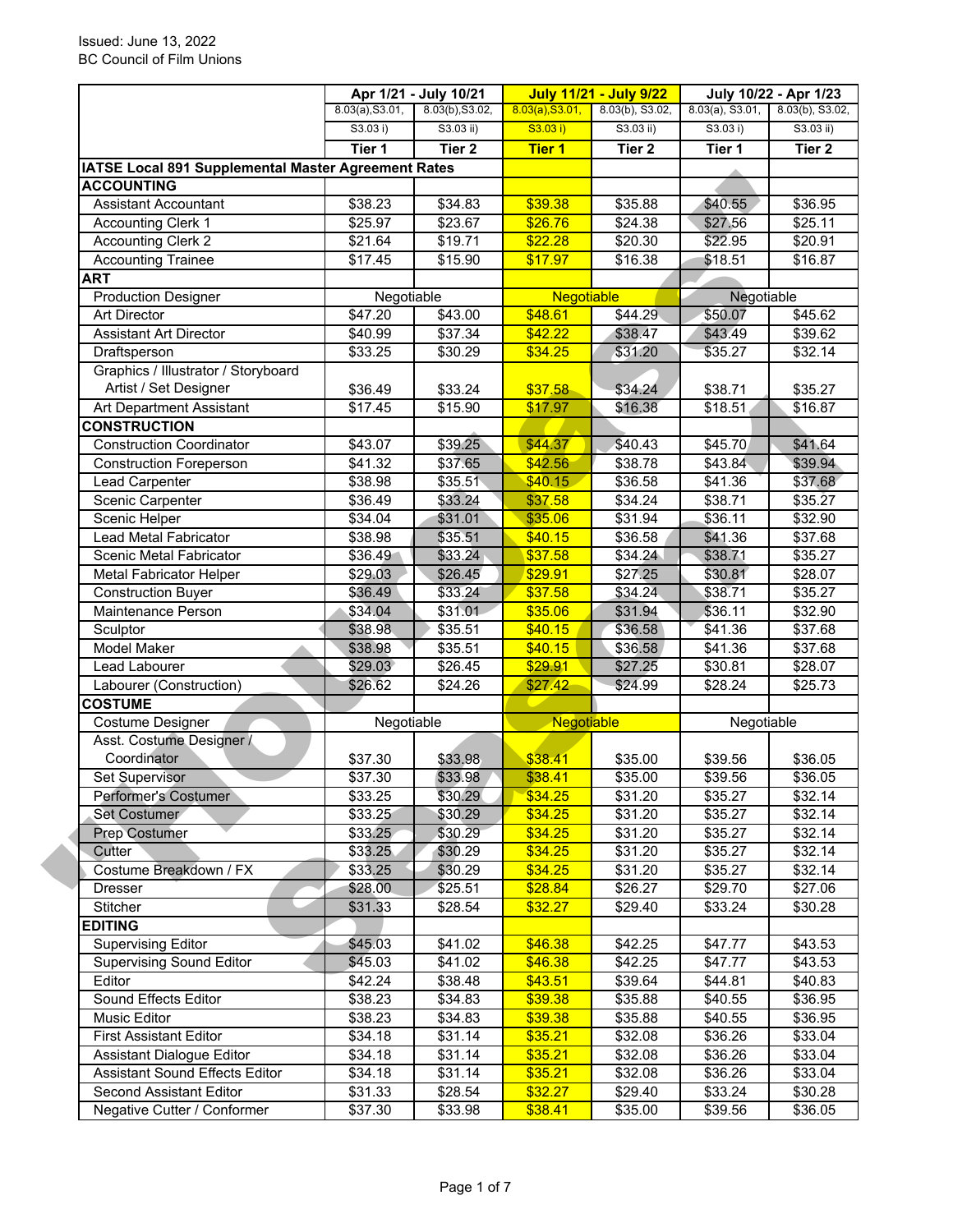Issued: June 13, 2022
BC Council of Film Unions

| | Apr 1/21 - July 10/21 | | July 11/21 - July 9/22 | | July 10/22 - Apr 1/23 | |
|---|---|---|---|---|---|---|
| | 8.03(a),S3.01, S3.03 i) | 8.03(b),S3.02, S3.03 ii) | 8.03(a),S3.01, S3.03 i) | 8.03(b), S3.02, S3.03 ii) | 8.03(a), S3.01, S3.03 i) | 8.03(b), S3.02, S3.03 ii) |
| | **Tier 1** | **Tier 2** | **Tier 1** | **Tier 2** | **Tier 1** | **Tier 2** |
| **IATSE Local 891 Supplemental Master Agreement Rates** | | | | | | |
| **ACCOUNTING** | | | | | | |
| Assistant Accountant | $38.23 | $34.83 | $39.38 | $35.88 | $40.55 | $36.95 |
| Accounting Clerk 1 | $25.97 | $23.67 | $26.76 | $24.38 | $27.56 | $25.11 |
| Accounting Clerk 2 | $21.64 | $19.71 | $22.28 | $20.30 | $22.95 | $20.91 |
| Accounting Trainee | $17.45 | $15.90 | $17.97 | $16.38 | $18.51 | $16.87 |
| **ART** | | | | | | |
| Production Designer | Negotiable | | Negotiable | | Negotiable | |
| Art Director | $47.20 | $43.00 | $48.61 | $44.29 | $50.07 | $45.62 |
| Assistant Art Director | $40.99 | $37.34 | $42.22 | $38.47 | $43.49 | $39.62 |
| Draftsperson | $33.25 | $30.29 | $34.25 | $31.20 | $35.27 | $32.14 |
| Graphics / Illustrator / Storyboard Artist / Set Designer | $36.49 | $33.24 | $37.58 | $34.24 | $38.71 | $35.27 |
| Art Department Assistant | $17.45 | $15.90 | $17.97 | $16.38 | $18.51 | $16.87 |
| **CONSTRUCTION** | | | | | | |
| Construction Coordinator | $43.07 | $39.25 | $44.37 | $40.43 | $45.70 | $41.64 |
| Construction Foreperson | $41.32 | $37.65 | $42.56 | $38.78 | $43.84 | $39.94 |
| Lead Carpenter | $38.98 | $35.51 | $40.15 | $36.58 | $41.36 | $37.68 |
| Scenic Carpenter | $36.49 | $33.24 | $37.58 | $34.24 | $38.71 | $35.27 |
| Scenic Helper | $34.04 | $31.01 | $35.06 | $31.94 | $36.11 | $32.90 |
| Lead Metal Fabricator | $38.98 | $35.51 | $40.15 | $36.58 | $41.36 | $37.68 |
| Scenic Metal Fabricator | $36.49 | $33.24 | $37.58 | $34.24 | $38.71 | $35.27 |
| Metal Fabricator Helper | $29.03 | $26.45 | $29.91 | $27.25 | $30.81 | $28.07 |
| Construction Buyer | $36.49 | $33.24 | $37.58 | $34.24 | $38.71 | $35.27 |
| Maintenance Person | $34.04 | $31.01 | $35.06 | $31.94 | $36.11 | $32.90 |
| Sculptor | $38.98 | $35.51 | $40.15 | $36.58 | $41.36 | $37.68 |
| Model Maker | $38.98 | $35.51 | $40.15 | $36.58 | $41.36 | $37.68 |
| Lead Labourer | $29.03 | $26.45 | $29.91 | $27.25 | $30.81 | $28.07 |
| Labourer (Construction) | $26.62 | $24.26 | $27.42 | $24.99 | $28.24 | $25.73 |
| **COSTUME** | | | | | | |
| Costume Designer | Negotiable | | Negotiable | | Negotiable | |
| Asst. Costume Designer / Coordinator | $37.30 | $33.98 | $38.41 | $35.00 | $39.56 | $36.05 |
| Set Supervisor | $37.30 | $33.98 | $38.41 | $35.00 | $39.56 | $36.05 |
| Performer's Costumer | $33.25 | $30.29 | $34.25 | $31.20 | $35.27 | $32.14 |
| Set Costumer | $33.25 | $30.29 | $34.25 | $31.20 | $35.27 | $32.14 |
| Prep Costumer | $33.25 | $30.29 | $34.25 | $31.20 | $35.27 | $32.14 |
| Cutter | $33.25 | $30.29 | $34.25 | $31.20 | $35.27 | $32.14 |
| Costume Breakdown / FX | $33.25 | $30.29 | $34.25 | $31.20 | $35.27 | $32.14 |
| Dresser | $28.00 | $25.51 | $28.84 | $26.27 | $29.70 | $27.06 |
| Stitcher | $31.33 | $28.54 | $32.27 | $29.40 | $33.24 | $30.28 |
| **EDITING** | | | | | | |
| Supervising Editor | $45.03 | $41.02 | $46.38 | $42.25 | $47.77 | $43.53 |
| Supervising Sound Editor | $45.03 | $41.02 | $46.38 | $42.25 | $47.77 | $43.53 |
| Editor | $42.24 | $38.48 | $43.51 | $39.64 | $44.81 | $40.83 |
| Sound Effects Editor | $38.23 | $34.83 | $39.38 | $35.88 | $40.55 | $36.95 |
| Music Editor | $38.23 | $34.83 | $39.38 | $35.88 | $40.55 | $36.95 |
| First Assistant Editor | $34.18 | $31.14 | $35.21 | $32.08 | $36.26 | $33.04 |
| Assistant Dialogue Editor | $34.18 | $31.14 | $35.21 | $32.08 | $36.26 | $33.04 |
| Assistant Sound Effects Editor | $34.18 | $31.14 | $35.21 | $32.08 | $36.26 | $33.04 |
| Second Assistant Editor | $31.33 | $28.54 | $32.27 | $29.40 | $33.24 | $30.28 |
| Negative Cutter / Conformer | $37.30 | $33.98 | $38.41 | $35.00 | $39.56 | $36.05 |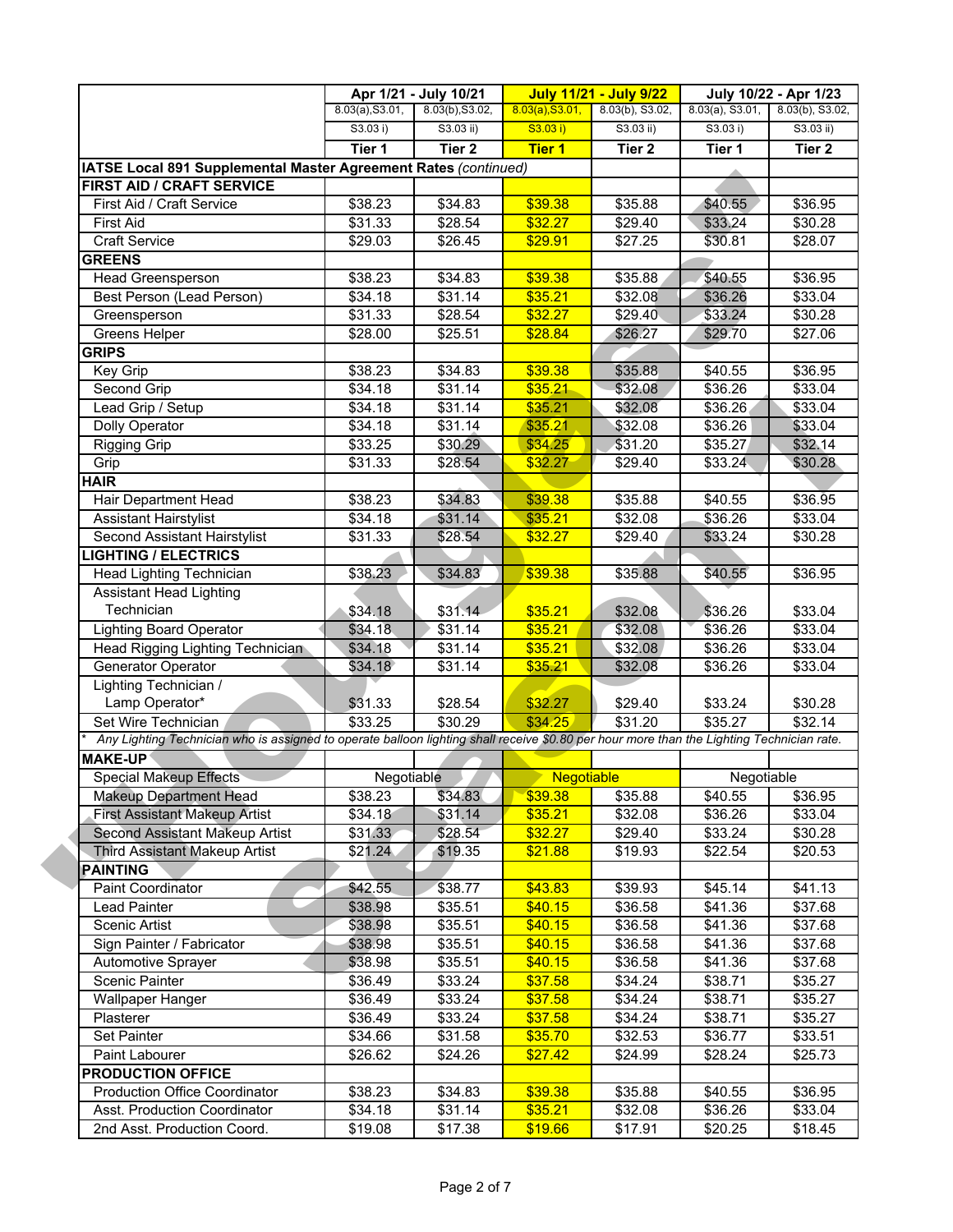| | Apr 1/21 - July 10/21 | | July 11/21 - July 9/22 | | July 10/22 - Apr 1/23 | |
|---|---|---|---|---|---|---|
| | 8.03(a),S3.01, S3.03 i) | 8.03(b),S3.02, S3.03 ii) | 8.03(a),S3.01, S3.03 i) | 8.03(b), S3.02, S3.03 ii) | 8.03(a), S3.01, S3.03 i) | 8.03(b), S3.02, S3.03 ii) |
| | **Tier 1** | **Tier 2** | **Tier 1** | **Tier 2** | **Tier 1** | **Tier 2** |
| **IATSE Local 891 Supplemental Master Agreement Rates** *(continued)* | | | | | | |
| **FIRST AID / CRAFT SERVICE** | | | | | | |
| First Aid / Craft Service | $38.23 | $34.83 | $39.38 | $35.88 | $40.55 | $36.95 |
| First Aid | $31.33 | $28.54 | $32.27 | $29.40 | $33.24 | $30.28 |
| Craft Service | $29.03 | $26.45 | $29.91 | $27.25 | $30.81 | $28.07 |
| **GREENS** | | | | | | |
| Head Greensperson | $38.23 | $34.83 | $39.38 | $35.88 | $40.55 | $36.95 |
| Best Person (Lead Person) | $34.18 | $31.14 | $35.21 | $32.08 | $36.26 | $33.04 |
| Greensperson | $31.33 | $28.54 | $32.27 | $29.40 | $33.24 | $30.28 |
| Greens Helper | $28.00 | $25.51 | $28.84 | $26.27 | $29.70 | $27.06 |
| **GRIPS** | | | | | | |
| Key Grip | $38.23 | $34.83 | $39.38 | $35.88 | $40.55 | $36.95 |
| Second Grip | $34.18 | $31.14 | $35.21 | $32.08 | $36.26 | $33.04 |
| Lead Grip / Setup | $34.18 | $31.14 | $35.21 | $32.08 | $36.26 | $33.04 |
| Dolly Operator | $34.18 | $31.14 | $35.21 | $32.08 | $36.26 | $33.04 |
| Rigging Grip | $33.25 | $30.29 | $34.25 | $31.20 | $35.27 | $32.14 |
| Grip | $31.33 | $28.54 | $32.27 | $29.40 | $33.24 | $30.28 |
| **HAIR** | | | | | | |
| Hair Department Head | $38.23 | $34.83 | $39.38 | $35.88 | $40.55 | $36.95 |
| Assistant Hairstylist | $34.18 | $31.14 | $35.21 | $32.08 | $36.26 | $33.04 |
| Second Assistant Hairstylist | $31.33 | $28.54 | $32.27 | $29.40 | $33.24 | $30.28 |
| **LIGHTING / ELECTRICS** | | | | | | |
| Head Lighting Technician | $38.23 | $34.83 | $39.38 | $35.88 | $40.55 | $36.95 |
| Assistant Head Lighting Technician | $34.18 | $31.14 | $35.21 | $32.08 | $36.26 | $33.04 |
| Lighting Board Operator | $34.18 | $31.14 | $35.21 | $32.08 | $36.26 | $33.04 |
| Head Rigging Lighting Technician | $34.18 | $31.14 | $35.21 | $32.08 | $36.26 | $33.04 |
| Generator Operator | $34.18 | $31.14 | $35.21 | $32.08 | $36.26 | $33.04 |
| Lighting Technician / Lamp Operator* | $31.33 | $28.54 | $32.27 | $29.40 | $33.24 | $30.28 |
| Set Wire Technician | $33.25 | $30.29 | $34.25 | $31.20 | $35.27 | $32.14 |
| * *Any Lighting Technician who is assigned to operate balloon lighting shall receive $0.80 per hour more than the Lighting Technician rate.* | | | | | | |
| **MAKE-UP** | | | | | | |
| Special Makeup Effects | Negotiable | | Negotiable | | Negotiable | |
| Makeup Department Head | $38.23 | $34.83 | $39.38 | $35.88 | $40.55 | $36.95 |
| First Assistant Makeup Artist | $34.18 | $31.14 | $35.21 | $32.08 | $36.26 | $33.04 |
| Second Assistant Makeup Artist | $31.33 | $28.54 | $32.27 | $29.40 | $33.24 | $30.28 |
| Third Assistant Makeup Artist | $21.24 | $19.35 | $21.88 | $19.93 | $22.54 | $20.53 |
| **PAINTING** | | | | | | |
| Paint Coordinator | $42.55 | $38.77 | $43.83 | $39.93 | $45.14 | $41.13 |
| Lead Painter | $38.98 | $35.51 | $40.15 | $36.58 | $41.36 | $37.68 |
| Scenic Artist | $38.98 | $35.51 | $40.15 | $36.58 | $41.36 | $37.68 |
| Sign Painter / Fabricator | $38.98 | $35.51 | $40.15 | $36.58 | $41.36 | $37.68 |
| Automotive Sprayer | $38.98 | $35.51 | $40.15 | $36.58 | $41.36 | $37.68 |
| Scenic Painter | $36.49 | $33.24 | $37.58 | $34.24 | $38.71 | $35.27 |
| Wallpaper Hanger | $36.49 | $33.24 | $37.58 | $34.24 | $38.71 | $35.27 |
| Plasterer | $36.49 | $33.24 | $37.58 | $34.24 | $38.71 | $35.27 |
| Set Painter | $34.66 | $31.58 | $35.70 | $32.53 | $36.77 | $33.51 |
| Paint Labourer | $26.62 | $24.26 | $27.42 | $24.99 | $28.24 | $25.73 |
| **PRODUCTION OFFICE** | | | | | | |
| Production Office Coordinator | $38.23 | $34.83 | $39.38 | $35.88 | $40.55 | $36.95 |
| Asst. Production Coordinator | $34.18 | $31.14 | $35.21 | $32.08 | $36.26 | $33.04 |
| 2nd Asst. Production Coord. | $19.08 | $17.38 | $19.66 | $17.91 | $20.25 | $18.45 |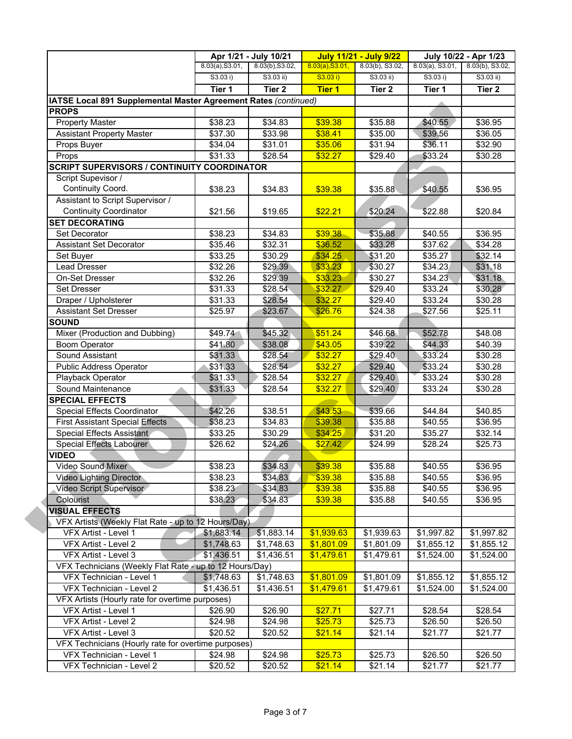| | Apr 1/21 - July 10/21 | | July 11/21 - July 9/22 | | July 10/22 - Apr 1/23 | |
|---|---|---|---|---|---|---|
| | 8.03(a),S3.01, S3.03 i) | 8.03(b),S3.02, S3.03 ii) | 8.03(a),S3.01, S3.03 i) | 8.03(b), S3.02, S3.03 ii) | 8.03(a), S3.01, S3.03 i) | 8.03(b), S3.02, S3.03 ii) |
| | **Tier 1** | **Tier 2** | **Tier 1** | **Tier 2** | **Tier 1** | **Tier 2** |
| **IATSE Local 891 Supplemental Master Agreement Rates** *(continued)* | | | | | | |
| **PROPS** | | | | | | |
| Property Master | $38.23 | $34.83 | $39.38 | $35.88 | $40.55 | $36.95 |
| Assistant Property Master | $37.30 | $33.98 | $38.41 | $35.00 | $39.56 | $36.05 |
| Props Buyer | $34.04 | $31.01 | $35.06 | $31.94 | $36.11 | $32.90 |
| Props | $31.33 | $28.54 | $32.27 | $29.40 | $33.24 | $30.28 |
| **SCRIPT SUPERVISORS / CONTINUITY COORDINATOR** | | | | | | |
| Script Supevisor / Continuity Coord. | $38.23 | $34.83 | $39.38 | $35.88 | $40.55 | $36.95 |
| Assistant to Script Supervisor / Continuity Coordinator | $21.56 | $19.65 | $22.21 | $20.24 | $22.88 | $20.84 |
| **SET DECORATING** | | | | | | |
| Set Decorator | $38.23 | $34.83 | $39.38 | $35.88 | $40.55 | $36.95 |
| Assistant Set Decorator | $35.46 | $32.31 | $36.52 | $33.28 | $37.62 | $34.28 |
| Set Buyer | $33.25 | $30.29 | $34.25 | $31.20 | $35.27 | $32.14 |
| Lead Dresser | $32.26 | $29.39 | $33.23 | $30.27 | $34.23 | $31.18 |
| On-Set Dresser | $32.26 | $29.39 | $33.23 | $30.27 | $34.23 | $31.18 |
| Set Dresser | $31.33 | $28.54 | $32.27 | $29.40 | $33.24 | $30.28 |
| Draper / Upholsterer | $31.33 | $28.54 | $32.27 | $29.40 | $33.24 | $30.28 |
| Assistant Set Dresser | $25.97 | $23.67 | $26.76 | $24.38 | $27.56 | $25.11 |
| **SOUND** | | | | | | |
| Mixer (Production and Dubbing) | $49.74 | $45.32 | $51.24 | $46.68 | $52.78 | $48.08 |
| Boom Operator | $41.80 | $38.08 | $43.05 | $39.22 | $44.33 | $40.39 |
| Sound Assistant | $31.33 | $28.54 | $32.27 | $29.40 | $33.24 | $30.28 |
| Public Address Operator | $31.33 | $28.54 | $32.27 | $29.40 | $33.24 | $30.28 |
| Playback Operator | $31.33 | $28.54 | $32.27 | $29.40 | $33.24 | $30.28 |
| Sound Maintenance | $31.33 | $28.54 | $32.27 | $29.40 | $33.24 | $30.28 |
| **SPECIAL EFFECTS** | | | | | | |
| Special Effects Coordinator | $42.26 | $38.51 | $43.53 | $39.66 | $44.84 | $40.85 |
| First Assistant Special Effects | $38.23 | $34.83 | $39.38 | $35.88 | $40.55 | $36.95 |
| Special Effects Assistant | $33.25 | $30.29 | $34.25 | $31.20 | $35.27 | $32.14 |
| Special Effects Labourer | $26.62 | $24.26 | $27.42 | $24.99 | $28.24 | $25.73 |
| **VIDEO** | | | | | | |
| Video Sound Mixer | $38.23 | $34.83 | $39.38 | $35.88 | $40.55 | $36.95 |
| Video Lighting Director | $38.23 | $34.83 | $39.38 | $35.88 | $40.55 | $36.95 |
| Video Script Supervisor | $38.23 | $34.83 | $39.38 | $35.88 | $40.55 | $36.95 |
| Colourist | $38.23 | $34.83 | $39.38 | $35.88 | $40.55 | $36.95 |
| **VISUAL EFFECTS** | | | | | | |
| VFX Artists (Weekly Flat Rate - up to 12 Hours/Day) | | | | | | |
| VFX Artist - Level 1 | $1,883.14 | $1,883.14 | $1,939.63 | $1,939.63 | $1,997.82 | $1,997.82 |
| VFX Artist - Level 2 | $1,748.63 | $1,748.63 | $1,801.09 | $1,801.09 | $1,855.12 | $1,855.12 |
| VFX Artist - Level 3 | $1,436.51 | $1,436.51 | $1,479.61 | $1,479.61 | $1,524.00 | $1,524.00 |
| VFX Technicians (Weekly Flat Rate - up to 12 Hours/Day) | | | | | | |
| VFX Technician - Level 1 | $1,748.63 | $1,748.63 | $1,801.09 | $1,801.09 | $1,855.12 | $1,855.12 |
| VFX Technician - Level 2 | $1,436.51 | $1,436.51 | $1,479.61 | $1,479.61 | $1,524.00 | $1,524.00 |
| VFX Artists (Hourly rate for overtime purposes) | | | | | | |
| VFX Artist - Level 1 | $26.90 | $26.90 | $27.71 | $27.71 | $28.54 | $28.54 |
| VFX Artist - Level 2 | $24.98 | $24.98 | $25.73 | $25.73 | $26.50 | $26.50 |
| VFX Artist - Level 3 | $20.52 | $20.52 | $21.14 | $21.14 | $21.77 | $21.77 |
| VFX Technicians (Hourly rate for overtime purposes) | | | | | | |
| VFX Technician - Level 1 | $24.98 | $24.98 | $25.73 | $25.73 | $26.50 | $26.50 |
| VFX Technician - Level 2 | $20.52 | $20.52 | $21.14 | $21.14 | $21.77 | $21.77 |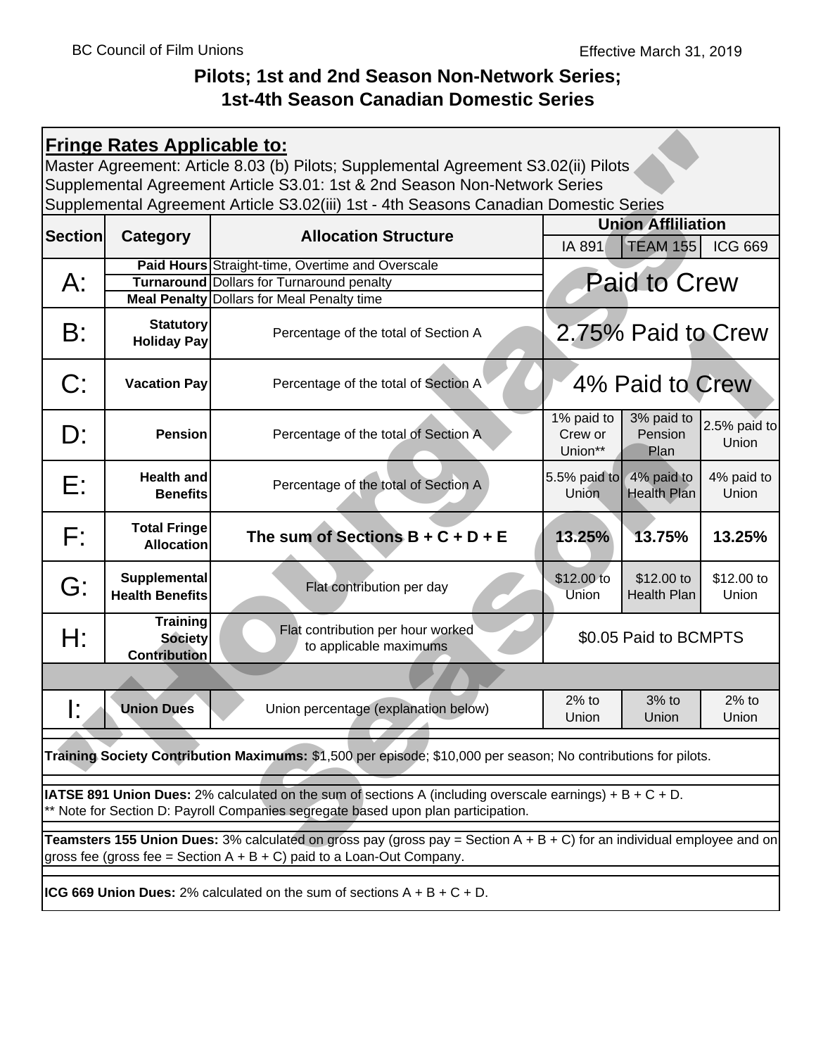BC Council of Film Unions

Effective March 31, 2019

# Pilots; 1st and 2nd Season Non-Network Series; 1st-4th Season Canadian Domestic Series

**Fringe Rates Applicable to:**

Master Agreement: Article 8.03 (b) Pilots; Supplemental Agreement S3.02(ii) Pilots
Supplemental Agreement Article S3.01: 1st & 2nd Season Non-Network Series
Supplemental Agreement Article S3.02(iii) 1st - 4th Seasons Canadian Domestic Series

| Section | Category | Allocation Structure | Union Affiliation | | |
|---|---|---|---|---|---|
| | | | IA 891 | TEAM 155 | ICG 669 |
| A: | **Paid Hours** | Straight-time, Overtime and Overscale | Paid to Crew | | |
| | **Turnaround** | Dollars for Turnaround penalty | | | |
| | **Meal Penalty** | Dollars for Meal Penalty time | | | |
| B: | **Statutory Holiday Pay** | Percentage of the total of Section A | 2.75% Paid to Crew | | |
| C: | **Vacation Pay** | Percentage of the total of Section A | 4% Paid to Crew | | |
| D: | **Pension** | Percentage of the total of Section A | 1% paid to Crew or Union** | 3% paid to Pension Plan | 2.5% paid to Union |
| E: | **Health and Benefits** | Percentage of the total of Section A | 5.5% paid to Union | 4% paid to Health Plan | 4% paid to Union |
| F: | **Total Fringe Allocation** | **The sum of Sections B + C + D + E** | **13.25%** | **13.75%** | **13.25%** |
| G: | **Supplemental Health Benefits** | Flat contribution per day | $12.00 to Union | $12.00 to Health Plan | $12.00 to Union |
| H: | **Training Society Contribution** | Flat contribution per hour worked to applicable maximums | $0.05 Paid to BCMPTS | | |
| I: | **Union Dues** | Union percentage (explanation below) | 2% to Union | 3% to Union | 2% to Union |

**Training Society Contribution Maximums:** $1,500 per episode; $10,000 per season; No contributions for pilots.

**IATSE 891 Union Dues:** 2% calculated on the sum of sections A (including overscale earnings) + B + C + D.
** Note for Section D: Payroll Companies segregate based upon plan participation.

**Teamsters 155 Union Dues:** 3% calculated on gross pay (gross pay = Section A + B + C) for an individual employee and on gross fee (gross fee = Section A + B + C) paid to a Loan-Out Company.

**ICG 669 Union Dues:** 2% calculated on the sum of sections A + B + C + D.